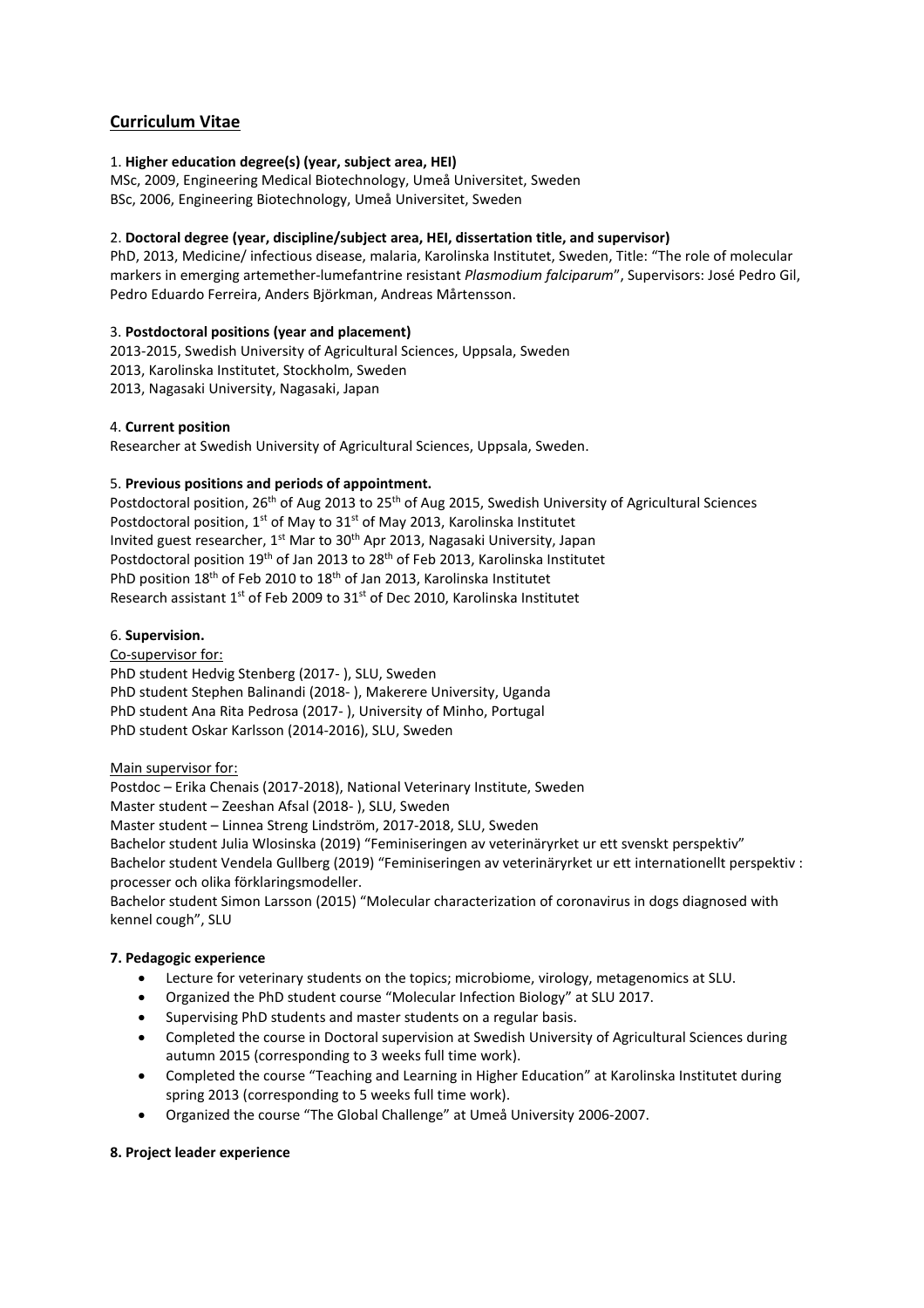## Curriculum Vitae

1. **Higher education degree(s) (year, subject area, HEI)**

MSc, 2009, Engineering Medical Biotechnology, Umeå Universitet, Sweden
BSc, 2006, Engineering Biotechnology, Umeå Universitet, Sweden

2. **Doctoral degree (year, discipline/subject area, HEI, dissertation title, and supervisor)**

PhD, 2013, Medicine/ infectious disease, malaria, Karolinska Institutet, Sweden, Title: "The role of molecular markers in emerging artemether-lumefantrine resistant *Plasmodium falciparum*", Supervisors: José Pedro Gil, Pedro Eduardo Ferreira, Anders Björkman, Andreas Mårtensson.

3. **Postdoctoral positions (year and placement)**

2013-2015, Swedish University of Agricultural Sciences, Uppsala, Sweden
2013, Karolinska Institutet, Stockholm, Sweden
2013, Nagasaki University, Nagasaki, Japan

4. **Current position**

Researcher at Swedish University of Agricultural Sciences, Uppsala, Sweden.

5. **Previous positions and periods of appointment.**

Postdoctoral position, 26th of Aug 2013 to 25th of Aug 2015, Swedish University of Agricultural Sciences
Postdoctoral position, 1st of May to 31st of May 2013, Karolinska Institutet
Invited guest researcher, 1st Mar to 30th Apr 2013, Nagasaki University, Japan
Postdoctoral position 19th of Jan 2013 to 28th of Feb 2013, Karolinska Institutet
PhD position 18th of Feb 2010 to 18th of Jan 2013, Karolinska Institutet
Research assistant 1st of Feb 2009 to 31st of Dec 2010, Karolinska Institutet

6. **Supervision.**

Co-supervisor for:

PhD student Hedvig Stenberg (2017- ), SLU, Sweden
PhD student Stephen Balinandi (2018- ), Makerere University, Uganda
PhD student Ana Rita Pedrosa (2017- ), University of Minho, Portugal
PhD student Oskar Karlsson (2014-2016), SLU, Sweden

Main supervisor for:

Postdoc – Erika Chenais (2017-2018), National Veterinary Institute, Sweden
Master student – Zeeshan Afsal (2018- ), SLU, Sweden
Master student – Linnea Streng Lindström, 2017-2018, SLU, Sweden
Bachelor student Julia Wlosinska (2019) "Feminiseringen av veterinäryrket ur ett svenskt perspektiv"
Bachelor student Vendela Gullberg (2019) "Feminiseringen av veterinäryrket ur ett internationellt perspektiv : processer och olika förklaringsmodeller.
Bachelor student Simon Larsson (2015) "Molecular characterization of coronavirus in dogs diagnosed with kennel cough", SLU

**7. Pedagogic experience**

- Lecture for veterinary students on the topics; microbiome, virology, metagenomics at SLU.
- Organized the PhD student course "Molecular Infection Biology" at SLU 2017.
- Supervising PhD students and master students on a regular basis.
- Completed the course in Doctoral supervision at Swedish University of Agricultural Sciences during autumn 2015 (corresponding to 3 weeks full time work).
- Completed the course "Teaching and Learning in Higher Education" at Karolinska Institutet during spring 2013 (corresponding to 5 weeks full time work).
- Organized the course "The Global Challenge" at Umeå University 2006-2007.

**8. Project leader experience**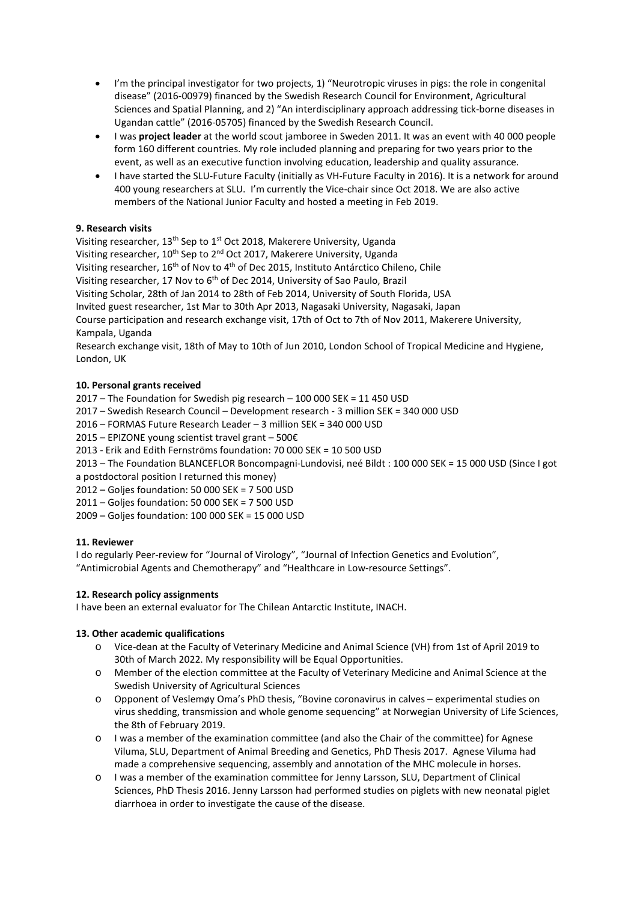- I'm the principal investigator for two projects, 1) "Neurotropic viruses in pigs: the role in congenital disease" (2016-00979) financed by the Swedish Research Council for Environment, Agricultural Sciences and Spatial Planning, and 2) "An interdisciplinary approach addressing tick-borne diseases in Ugandan cattle" (2016-05705) financed by the Swedish Research Council.
- I was **project leader** at the world scout jamboree in Sweden 2011. It was an event with 40 000 people form 160 different countries. My role included planning and preparing for two years prior to the event, as well as an executive function involving education, leadership and quality assurance.
- I have started the SLU-Future Faculty (initially as VH-Future Faculty in 2016). It is a network for around 400 young researchers at SLU. I'm currently the Vice-chair since Oct 2018. We are also active members of the National Junior Faculty and hosted a meeting in Feb 2019.

**9. Research visits**

Visiting researcher, 13th Sep to 1st Oct 2018, Makerere University, Uganda
Visiting researcher, 10th Sep to 2nd Oct 2017, Makerere University, Uganda
Visiting researcher, 16th of Nov to 4th of Dec 2015, Instituto Antárctico Chileno, Chile
Visiting researcher, 17 Nov to 6th of Dec 2014, University of Sao Paulo, Brazil
Visiting Scholar, 28th of Jan 2014 to 28th of Feb 2014, University of South Florida, USA
Invited guest researcher, 1st Mar to 30th Apr 2013, Nagasaki University, Nagasaki, Japan
Course participation and research exchange visit, 17th of Oct to 7th of Nov 2011, Makerere University, Kampala, Uganda
Research exchange visit, 18th of May to 10th of Jun 2010, London School of Tropical Medicine and Hygiene, London, UK

**10. Personal grants received**

2017 – The Foundation for Swedish pig research – 100 000 SEK = 11 450 USD
2017 – Swedish Research Council – Development research - 3 million SEK = 340 000 USD
2016 – FORMAS Future Research Leader – 3 million SEK = 340 000 USD
2015 – EPIZONE young scientist travel grant – 500€
2013 - Erik and Edith Fernströms foundation: 70 000 SEK = 10 500 USD
2013 – The Foundation BLANCEFLOR Boncompagni-Lundovisi, neé Bildt : 100 000 SEK = 15 000 USD (Since I got a postdoctoral position I returned this money)
2012 – Goljes foundation: 50 000 SEK = 7 500 USD
2011 – Goljes foundation: 50 000 SEK = 7 500 USD
2009 – Goljes foundation: 100 000 SEK = 15 000 USD

**11. Reviewer**

I do regularly Peer-review for "Journal of Virology", "Journal of Infection Genetics and Evolution", "Antimicrobial Agents and Chemotherapy" and "Healthcare in Low-resource Settings".

**12. Research policy assignments**

I have been an external evaluator for The Chilean Antarctic Institute, INACH.

**13. Other academic qualifications**

- Vice-dean at the Faculty of Veterinary Medicine and Animal Science (VH) from 1st of April 2019 to 30th of March 2022. My responsibility will be Equal Opportunities.
- Member of the election committee at the Faculty of Veterinary Medicine and Animal Science at the Swedish University of Agricultural Sciences
- Opponent of Veslemøy Oma's PhD thesis, "Bovine coronavirus in calves – experimental studies on virus shedding, transmission and whole genome sequencing" at Norwegian University of Life Sciences, the 8th of February 2019.
- I was a member of the examination committee (and also the Chair of the committee) for Agnese Viluma, SLU, Department of Animal Breeding and Genetics, PhD Thesis 2017. Agnese Viluma had made a comprehensive sequencing, assembly and annotation of the MHC molecule in horses.
- I was a member of the examination committee for Jenny Larsson, SLU, Department of Clinical Sciences, PhD Thesis 2016. Jenny Larsson had performed studies on piglets with new neonatal piglet diarrhoea in order to investigate the cause of the disease.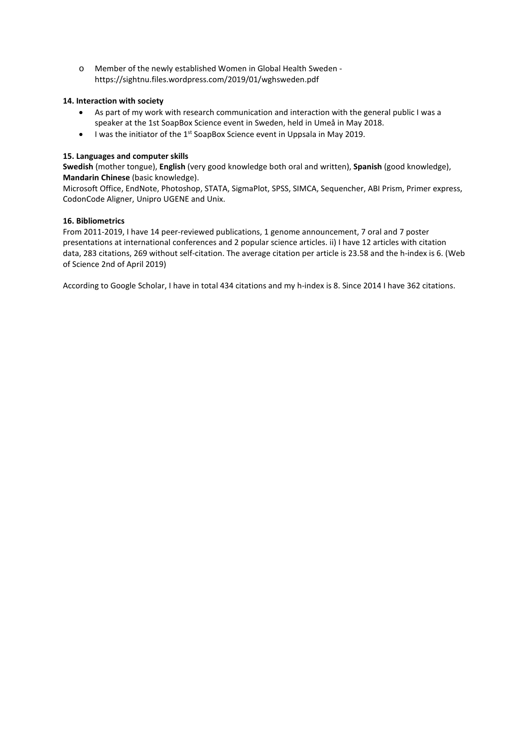- Member of the newly established Women in Global Health Sweden - https://sightnu.files.wordpress.com/2019/01/wghsweden.pdf

**14. Interaction with society**

- As part of my work with research communication and interaction with the general public I was a speaker at the 1st SoapBox Science event in Sweden, held in Umeå in May 2018.
- I was the initiator of the 1st SoapBox Science event in Uppsala in May 2019.

**15. Languages and computer skills**

**Swedish** (mother tongue), **English** (very good knowledge both oral and written), **Spanish** (good knowledge), **Mandarin Chinese** (basic knowledge).

Microsoft Office, EndNote, Photoshop, STATA, SigmaPlot, SPSS, SIMCA, Sequencher, ABI Prism, Primer express, CodonCode Aligner, Unipro UGENE and Unix.

**16. Bibliometrics**

From 2011-2019, I have 14 peer-reviewed publications, 1 genome announcement, 7 oral and 7 poster presentations at international conferences and 2 popular science articles. ii) I have 12 articles with citation data, 283 citations, 269 without self-citation. The average citation per article is 23.58 and the h-index is 6. (Web of Science 2nd of April 2019)

According to Google Scholar, I have in total 434 citations and my h-index is 8. Since 2014 I have 362 citations.